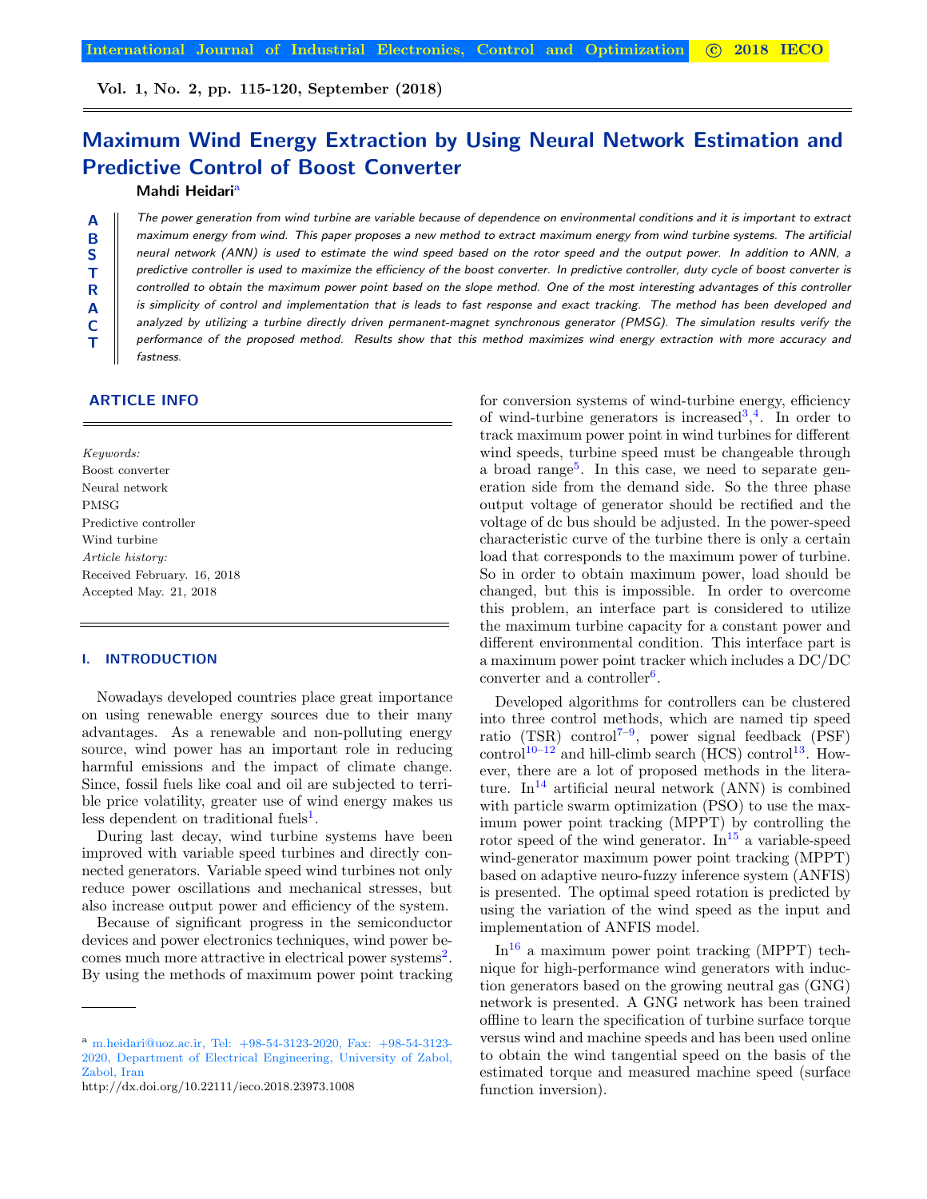# Maximum Wind Energy Extraction by Using Neural Network Estimation and Predictive Control of Boost Converter

**Mahdi Heidari**[a]

**ABSTRACT**

*The power generation from wind turbine are variable because of dependence on environmental conditions and it is important to extract maximum energy from wind. This paper proposes a new method to extract maximum energy from wind turbine systems. The artificial neural network (ANN) is used to estimate the wind speed based on the rotor speed and the output power. In addition to ANN, a predictive controller is used to maximize the efficiency of the boost converter. In predictive controller, duty cycle of boost converter is controlled to obtain the maximum power point based on the slope method. One of the most interesting advantages of this controller is simplicity of control and implementation that is leads to fast response and exact tracking. The method has been developed and analyzed by utilizing a turbine directly driven permanent-magnet synchronous generator (PMSG). The simulation results verify the performance of the proposed method. Results show that this method maximizes wind energy extraction with more accuracy and fastness.*

## ARTICLE INFO

*Keywords:*
Boost converter
Neural network
PMSG
Predictive controller
Wind turbine

*Article history:*
Received February. 16, 2018
Accepted May. 21, 2018

## I. INTRODUCTION

Nowadays developed countries place great importance on using renewable energy sources due to their many advantages. As a renewable and non-polluting energy source, wind power has an important role in reducing harmful emissions and the impact of climate change. Since, fossil fuels like coal and oil are subjected to terrible price volatility, greater use of wind energy makes us less dependent on traditional fuels[1].

During last decay, wind turbine systems have been improved with variable speed turbines and directly connected generators. Variable speed wind turbines not only reduce power oscillations and mechanical stresses, but also increase output power and efficiency of the system.

Because of significant progress in the semiconductor devices and power electronics techniques, wind power becomes much more attractive in electrical power systems[2]. By using the methods of maximum power point tracking for conversion systems of wind-turbine energy, efficiency of wind-turbine generators is increased[3],[4]. In order to track maximum power point in wind turbines for different wind speeds, turbine speed must be changeable through a broad range[5]. In this case, we need to separate generation side from the demand side. So the three phase output voltage of generator should be rectified and the voltage of dc bus should be adjusted. In the power-speed characteristic curve of the turbine there is only a certain load that corresponds to the maximum power of turbine. So in order to obtain maximum power, load should be changed, but this is impossible. In order to overcome this problem, an interface part is considered to utilize the maximum turbine capacity for a constant power and different environmental condition. This interface part is a maximum power point tracker which includes a DC/DC converter and a controller[6].

Developed algorithms for controllers can be clustered into three control methods, which are named tip speed ratio (TSR) control[7–9], power signal feedback (PSF) control[10–12] and hill-climb search (HCS) control[13]. However, there are a lot of proposed methods in the literature. In[14] artificial neural network (ANN) is combined with particle swarm optimization (PSO) to use the maximum power point tracking (MPPT) by controlling the rotor speed of the wind generator. In[15] a variable-speed wind-generator maximum power point tracking (MPPT) based on adaptive neuro-fuzzy inference system (ANFIS) is presented. The optimal speed rotation is predicted by using the variation of the wind speed as the input and implementation of ANFIS model.

In[16] a maximum power point tracking (MPPT) technique for high-performance wind generators with induction generators based on the growing neutral gas (GNG) network is presented. A GNG network has been trained offline to learn the specification of turbine surface torque versus wind and machine speeds and has been used online to obtain the wind tangential speed on the basis of the estimated torque and measured machine speed (surface function inversion).

---

[a] m.heidari@uoz.ac.ir, Tel: +98-54-3123-2020, Fax: +98-54-3123-2020, Department of Electrical Engineering, University of Zabol, Zabol, Iran

http://dx.doi.org/10.22111/ieco.2018.23973.1008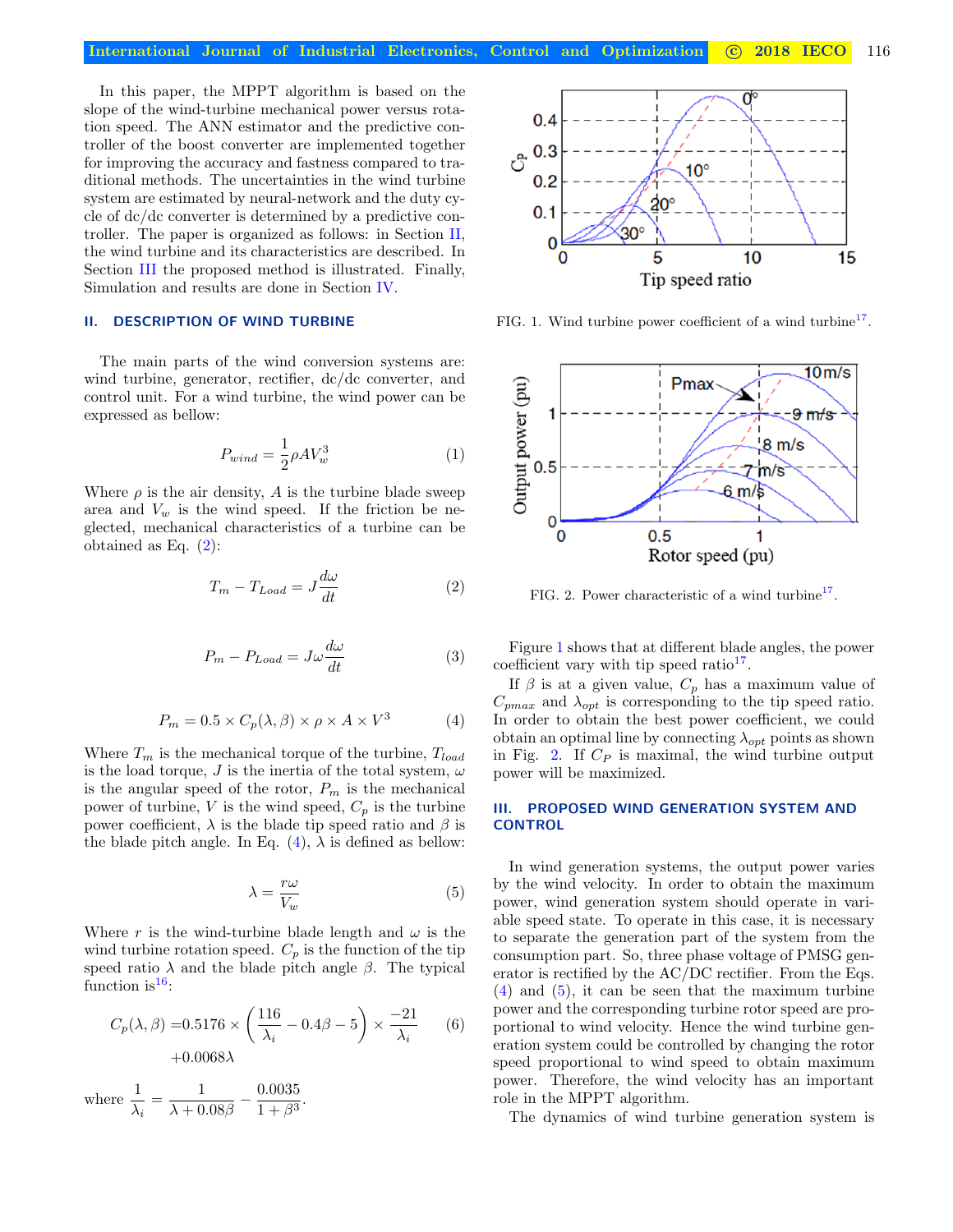In this paper, the MPPT algorithm is based on the slope of the wind-turbine mechanical power versus rotation speed. The ANN estimator and the predictive controller of the boost converter are implemented together for improving the accuracy and fastness compared to traditional methods. The uncertainties in the wind turbine system are estimated by neural-network and the duty cycle of dc/dc converter is determined by a predictive controller. The paper is organized as follows: in Section II, the wind turbine and its characteristics are described. In Section III the proposed method is illustrated. Finally, Simulation and results are done in Section IV.

## II. DESCRIPTION OF WIND TURBINE

The main parts of the wind conversion systems are: wind turbine, generator, rectifier, dc/dc converter, and control unit. For a wind turbine, the wind power can be expressed as bellow:

$$P_{wind} = \frac{1}{2}\rho A V_w^3 \tag{1}$$

Where $\rho$ is the air density, $A$ is the turbine blade sweep area and $V_w$ is the wind speed. If the friction be neglected, mechanical characteristics of a turbine can be obtained as Eq. (2):

$$T_m - T_{Load} = J\frac{d\omega}{dt} \tag{2}$$

$$P_m - P_{Load} = J\omega\frac{d\omega}{dt} \tag{3}$$

$$P_m = 0.5 \times C_p(\lambda, \beta) \times \rho \times A \times V^3 \tag{4}$$

Where $T_m$ is the mechanical torque of the turbine, $T_{load}$ is the load torque, $J$ is the inertia of the total system, $\omega$ is the angular speed of the rotor, $P_m$ is the mechanical power of turbine, $V$ is the wind speed, $C_p$ is the turbine power coefficient, $\lambda$ is the blade tip speed ratio and $\beta$ is the blade pitch angle. In Eq. (4), $\lambda$ is defined as bellow:

$$\lambda = \frac{r\omega}{V_w} \tag{5}$$

Where $r$ is the wind-turbine blade length and $\omega$ is the wind turbine rotation speed. $C_p$ is the function of the tip speed ratio $\lambda$ and the blade pitch angle $\beta$. The typical function is[16]:

$$C_p(\lambda, \beta) = 0.5176 \times \left(\frac{116}{\lambda_i} - 0.4\beta - 5\right) \times \frac{-21}{\lambda_i} + 0.0068\lambda \tag{6}$$

where $\frac{1}{\lambda_i} = \frac{1}{\lambda + 0.08\beta} - \frac{0.0035}{1 + \beta^3}$.

FIG. 1. Wind turbine power coefficient of a wind turbine[17].

FIG. 2. Power characteristic of a wind turbine[17].

Figure 1 shows that at different blade angles, the power coefficient vary with tip speed ratio[17].

If $\beta$ is at a given value, $C_p$ has a maximum value of $C_{pmax}$ and $\lambda_{opt}$ is corresponding to the tip speed ratio. In order to obtain the best power coefficient, we could obtain an optimal line by connecting $\lambda_{opt}$ points as shown in Fig. 2. If $C_P$ is maximal, the wind turbine output power will be maximized.

## III. PROPOSED WIND GENERATION SYSTEM AND CONTROL

In wind generation systems, the output power varies by the wind velocity. In order to obtain the maximum power, wind generation system should operate in variable speed state. To operate in this case, it is necessary to separate the generation part of the system from the consumption part. So, three phase voltage of PMSG generator is rectified by the AC/DC rectifier. From the Eqs. (4) and (5), it can be seen that the maximum turbine power and the corresponding turbine rotor speed are proportional to wind velocity. Hence the wind turbine generation system could be controlled by changing the rotor speed proportional to wind speed to obtain maximum power. Therefore, the wind velocity has an important role in the MPPT algorithm.

The dynamics of wind turbine generation system is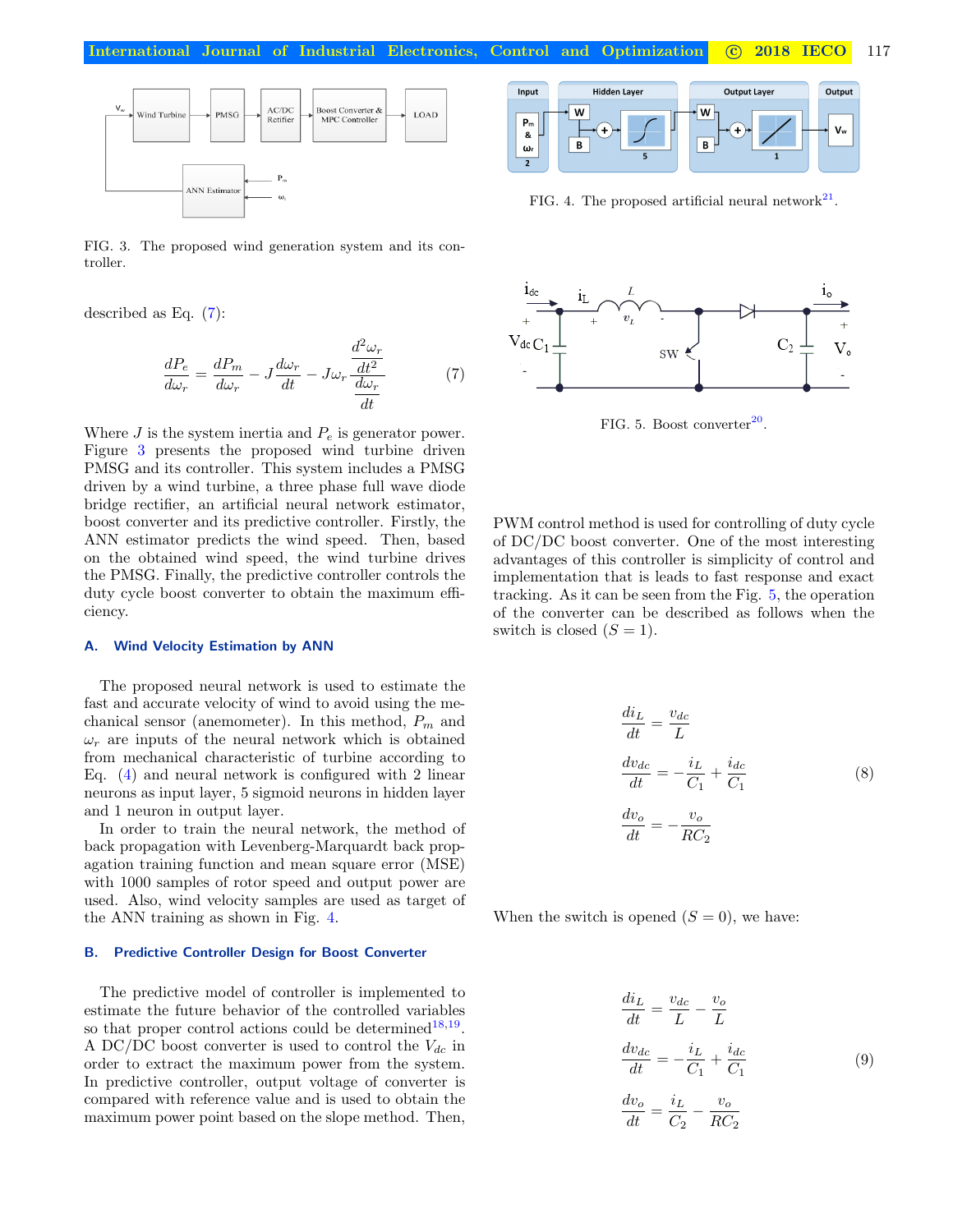FIG. 3. The proposed wind generation system and its controller.

described as Eq. (7):

$$\frac{dP_e}{d\omega_r} = \frac{dP_m}{d\omega_r} - J\frac{d\omega_r}{dt} - J\omega_r \frac{\frac{d^2\omega_r}{dt^2}}{\frac{d\omega_r}{dt}} \tag{7}$$

Where $J$ is the system inertia and $P_e$ is generator power. Figure 3 presents the proposed wind turbine driven PMSG and its controller. This system includes a PMSG driven by a wind turbine, a three phase full wave diode bridge rectifier, an artificial neural network estimator, boost converter and its predictive controller. Firstly, the ANN estimator predicts the wind speed. Then, based on the obtained wind speed, the wind turbine drives the PMSG. Finally, the predictive controller controls the duty cycle boost converter to obtain the maximum efficiency.

### A. Wind Velocity Estimation by ANN

The proposed neural network is used to estimate the fast and accurate velocity of wind to avoid using the mechanical sensor (anemometer). In this method, $P_m$ and $\omega_r$ are inputs of the neural network which is obtained from mechanical characteristic of turbine according to Eq. (4) and neural network is configured with 2 linear neurons as input layer, 5 sigmoid neurons in hidden layer and 1 neuron in output layer.

In order to train the neural network, the method of back propagation with Levenberg-Marquardt back propagation training function and mean square error (MSE) with 1000 samples of rotor speed and output power are used. Also, wind velocity samples are used as target of the ANN training as shown in Fig. 4.

### B. Predictive Controller Design for Boost Converter

The predictive model of controller is implemented to estimate the future behavior of the controlled variables so that proper control actions could be determined[18,19]. A DC/DC boost converter is used to control the $V_{dc}$ in order to extract the maximum power from the system. In predictive controller, output voltage of converter is compared with reference value and is used to obtain the maximum power point based on the slope method. Then,

FIG. 4. The proposed artificial neural network[21].

FIG. 5. Boost converter[20].

PWM control method is used for controlling of duty cycle of DC/DC boost converter. One of the most interesting advantages of this controller is simplicity of control and implementation that is leads to fast response and exact tracking. As it can be seen from the Fig. 5, the operation of the converter can be described as follows when the switch is closed ($S = 1$).

$$\begin{aligned} \frac{di_L}{dt} &= \frac{v_{dc}}{L} \\ \frac{dv_{dc}}{dt} &= -\frac{i_L}{C_1} + \frac{i_{dc}}{C_1} \\ \frac{dv_o}{dt} &= -\frac{v_o}{RC_2} \end{aligned} \tag{8}$$

When the switch is opened ($S = 0$), we have:

$$\begin{aligned} \frac{di_L}{dt} &= \frac{v_{dc}}{L} - \frac{v_o}{L} \\ \frac{dv_{dc}}{dt} &= -\frac{i_L}{C_1} + \frac{i_{dc}}{C_1} \\ \frac{dv_o}{dt} &= \frac{i_L}{C_2} - \frac{v_o}{RC_2} \end{aligned} \tag{9}$$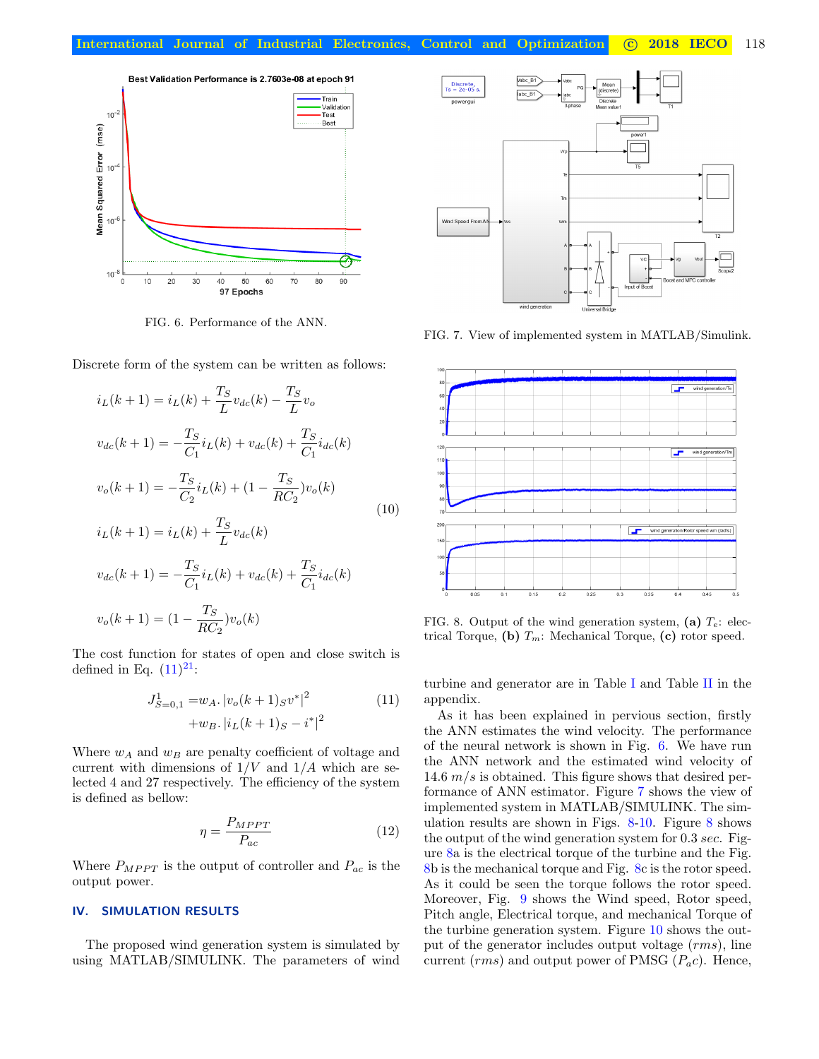FIG. 6. Performance of the ANN.

FIG. 7. View of implemented system in MATLAB/Simulink.

Discrete form of the system can be written as follows:

$$
\begin{aligned}
i_L(k+1) &= i_L(k) + \frac{T_S}{L} v_{dc}(k) - \frac{T_S}{L} v_o \\
v_{dc}(k+1) &= -\frac{T_S}{C_1} i_L(k) + v_{dc}(k) + \frac{T_S}{C_1} i_{dc}(k) \\
v_o(k+1) &= -\frac{T_S}{C_2} i_L(k) + \left(1 - \frac{T_S}{RC_2}\right) v_o(k) \\
i_L(k+1) &= i_L(k) + \frac{T_S}{L} v_{dc}(k) \\
v_{dc}(k+1) &= -\frac{T_S}{C_1} i_L(k) + v_{dc}(k) + \frac{T_S}{C_1} i_{dc}(k) \\
v_o(k+1) &= \left(1 - \frac{T_S}{RC_2}\right) v_o(k)
\end{aligned}
\tag{10}
$$

The cost function for states of open and close switch is defined in Eq. (11)[21]:

$$
\begin{aligned}
J^1_{S=0,1} =& w_A . \left| v_o(k+1)_S v^* \right|^2 \\
&+ w_B . \left| i_L(k+1)_S - i^* \right|^2
\end{aligned}
\tag{11}
$$

Where $w_A$ and $w_B$ are penalty coefficient of voltage and current with dimensions of $1/V$ and $1/A$ which are selected 4 and 27 respectively. The efficiency of the system is defined as bellow:

$$
\eta = \frac{P_{MPPT}}{P_{ac}} \tag{12}
$$

Where $P_{MPPT}$ is the output of controller and $P_{ac}$ is the output power.

## IV. SIMULATION RESULTS

The proposed wind generation system is simulated by using MATLAB/SIMULINK. The parameters of wind turbine and generator are in Table I and Table II in the appendix.

As it has been explained in pervious section, firstly the ANN estimates the wind velocity. The performance of the neural network is shown in Fig. 6. We have run the ANN network and the estimated wind velocity of 14.6 $m/s$ is obtained. This figure shows that desired performance of ANN estimator. Figure 7 shows the view of implemented system in MATLAB/SIMULINK. The simulation results are shown in Figs. 8-10. Figure 8 shows the output of the wind generation system for 0.3 *sec*. Figure 8a is the electrical torque of the turbine and the Fig. 8b is the mechanical torque and Fig. 8c is the rotor speed. As it could be seen the torque follows the rotor speed. Moreover, Fig. 9 shows the Wind speed, Rotor speed, Pitch angle, Electrical torque, and mechanical Torque of the turbine generation system. Figure 10 shows the output of the generator includes output voltage (*rms*), line current (*rms*) and output power of PMSG ($P_ac$). Hence,

FIG. 8. Output of the wind generation system, **(a)** $T_e$: electrical Torque, **(b)** $T_m$: Mechanical Torque, **(c)** rotor speed.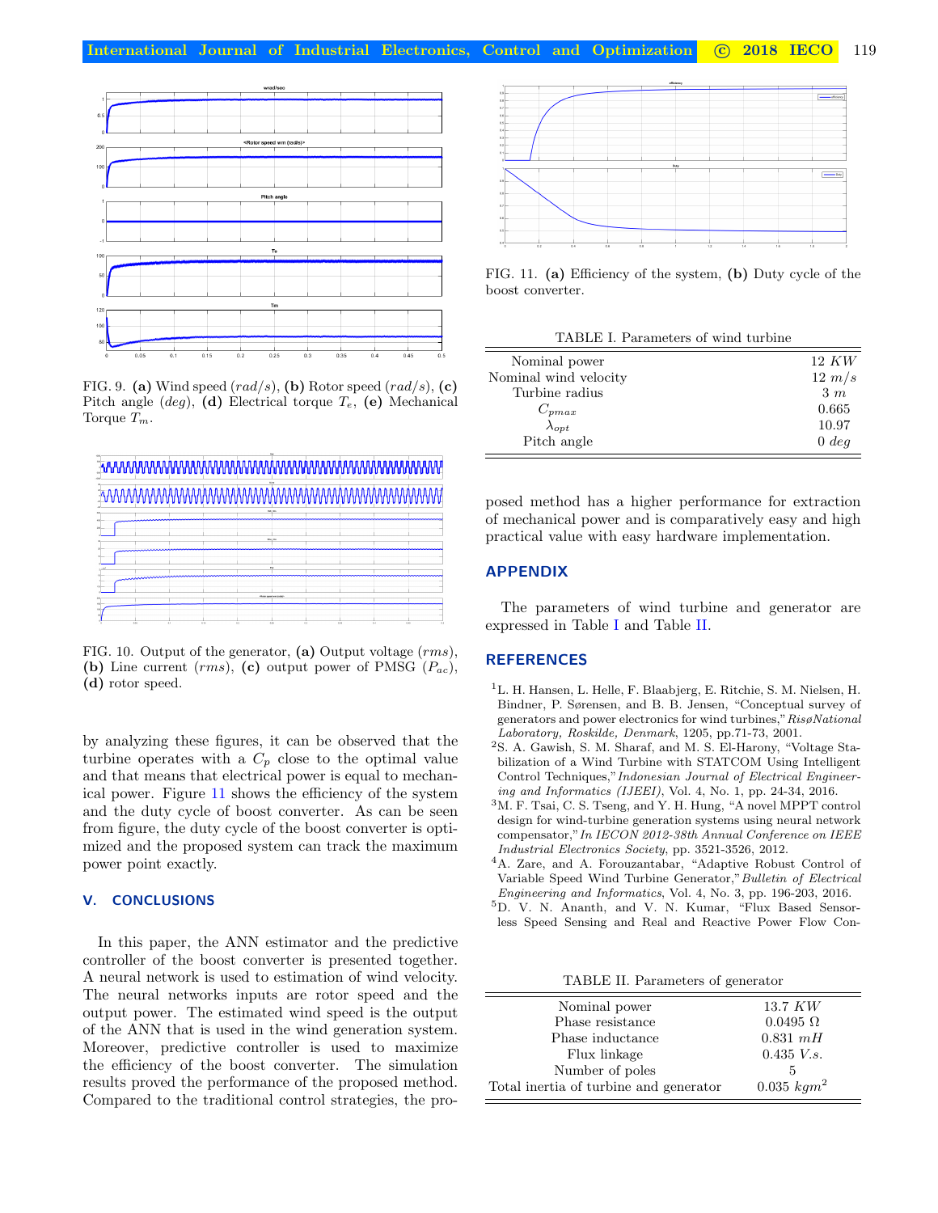FIG. 9. **(a)** Wind speed $(rad/s)$, **(b)** Rotor speed $(rad/s)$, **(c)** Pitch angle $(deg)$, **(d)** Electrical torque $T_e$, **(e)** Mechanical Torque $T_m$.

FIG. 10. Output of the generator, **(a)** Output voltage $(rms)$, **(b)** Line current $(rms)$, **(c)** output power of PMSG $(P_{ac})$, **(d)** rotor speed.

by analyzing these figures, it can be observed that the turbine operates with a $C_p$ close to the optimal value and that means that electrical power is equal to mechanical power. Figure 11 shows the efficiency of the system and the duty cycle of boost converter. As can be seen from figure, the duty cycle of the boost converter is optimized and the proposed system can track the maximum power point exactly.

## V. CONCLUSIONS

In this paper, the ANN estimator and the predictive controller of the boost converter is presented together. A neural network is used to estimation of wind velocity. The neural networks inputs are rotor speed and the output power. The estimated wind speed is the output of the ANN that is used in the wind generation system. Moreover, predictive controller is used to maximize the efficiency of the boost converter. The simulation results proved the performance of the proposed method. Compared to the traditional control strategies, the proposed method has a higher performance for extraction of mechanical power and is comparatively easy and high practical value with easy hardware implementation.

FIG. 11. **(a)** Efficiency of the system, **(b)** Duty cycle of the boost converter.

TABLE I. Parameters of wind turbine

| | |
|---|---|
| Nominal power | 12 $KW$ |
| Nominal wind velocity | 12 $m/s$ |
| Turbine radius | 3 $m$ |
| $C_{pmax}$ | 0.665 |
| $\lambda_{opt}$ | 10.97 |
| Pitch angle | 0 $deg$ |

## APPENDIX

The parameters of wind turbine and generator are expressed in Table I and Table II.

## REFERENCES

[1] L. H. Hansen, L. Helle, F. Blaabjerg, E. Ritchie, S. M. Nielsen, H. Bindner, P. Sørensen, and B. B. Jensen, "Conceptual survey of generators and power electronics for wind turbines," *RisøNational Laboratory, Roskilde, Denmark*, 1205, pp.71-73, 2001.

[2] S. A. Gawish, S. M. Sharaf, and M. S. El-Harony, "Voltage Stabilization of a Wind Turbine with STATCOM Using Intelligent Control Techniques," *Indonesian Journal of Electrical Engineering and Informatics (IJEEI)*, Vol. 4, No. 1, pp. 24-34, 2016.

[3] M. F. Tsai, C. S. Tseng, and Y. H. Hung, "A novel MPPT control design for wind-turbine generation systems using neural network compensator," *In IECON 2012-38th Annual Conference on IEEE Industrial Electronics Society*, pp. 3521-3526, 2012.

[4] A. Zare, and A. Forouzantabar, "Adaptive Robust Control of Variable Speed Wind Turbine Generator," *Bulletin of Electrical Engineering and Informatics*, Vol. 4, No. 3, pp. 196-203, 2016.

[5] D. V. N. Ananth, and V. N. Kumar, "Flux Based Sensorless Speed Sensing and Real and Reactive Power Flow Con-

TABLE II. Parameters of generator

| | |
|---|---|
| Nominal power | 13.7 $KW$ |
| Phase resistance | 0.0495 $\Omega$ |
| Phase inductance | 0.831 $mH$ |
| Flux linkage | 0.435 $V.s.$ |
| Number of poles | 5 |
| Total inertia of turbine and generator | 0.035 $kgm^2$ |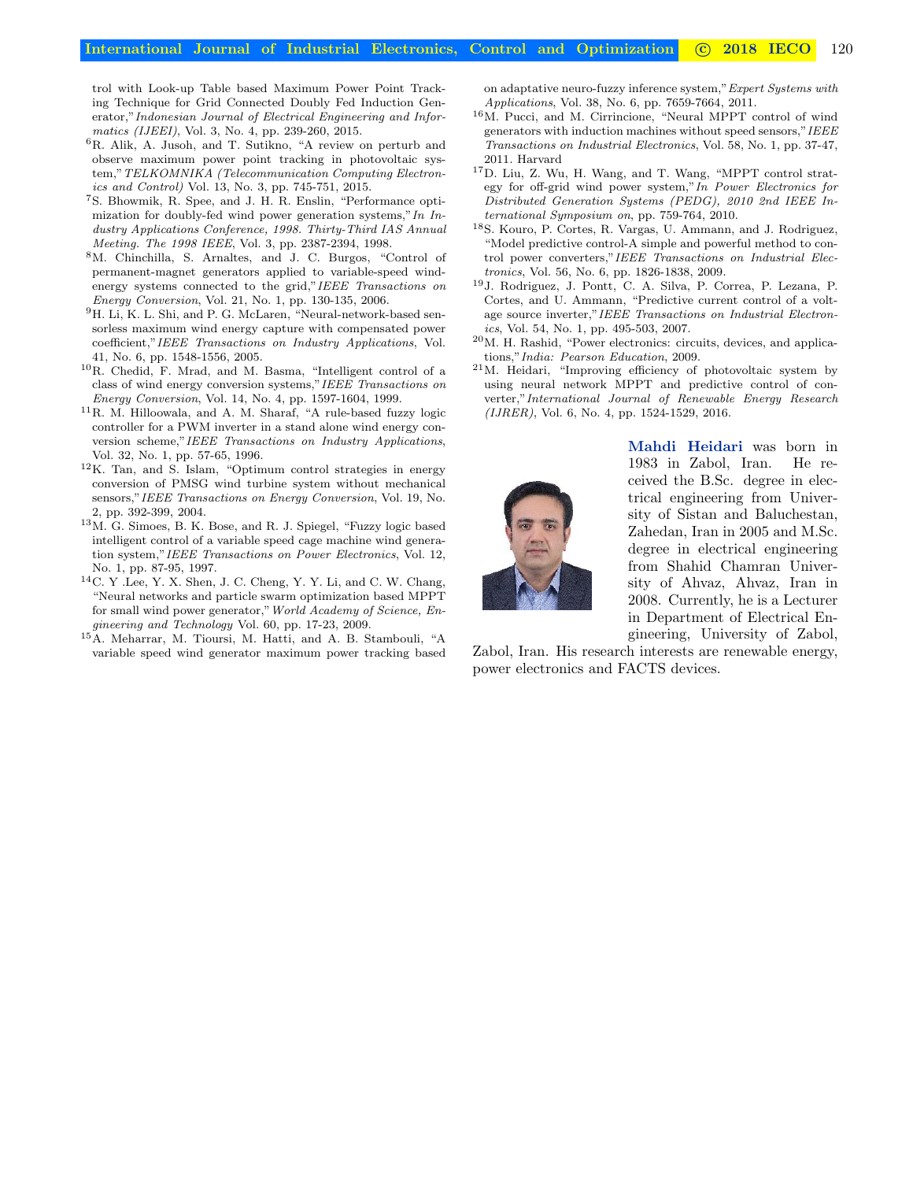trol with Look-up Table based Maximum Power Point Tracking Technique for Grid Connected Doubly Fed Induction Generator," *Indonesian Journal of Electrical Engineering and Informatics (IJEEI)*, Vol. 3, No. 4, pp. 239-260, 2015.

[6] R. Alik, A. Jusoh, and T. Sutikno, "A review on perturb and observe maximum power point tracking in photovoltaic system," *TELKOMNIKA (Telecommunication Computing Electronics and Control)* Vol. 13, No. 3, pp. 745-751, 2015.

[7] S. Bhowmik, R. Spee, and J. H. R. Enslin, "Performance optimization for doubly-fed wind power generation systems," *In Industry Applications Conference, 1998. Thirty-Third IAS Annual Meeting. The 1998 IEEE*, Vol. 3, pp. 2387-2394, 1998.

[8] M. Chinchilla, S. Arnaltes, and J. C. Burgos, "Control of permanent-magnet generators applied to variable-speed wind-energy systems connected to the grid," *IEEE Transactions on Energy Conversion*, Vol. 21, No. 1, pp. 130-135, 2006.

[9] H. Li, K. L. Shi, and P. G. McLaren, "Neural-network-based sensorless maximum wind energy capture with compensated power coefficient," *IEEE Transactions on Industry Applications*, Vol. 41, No. 6, pp. 1548-1556, 2005.

[10] R. Chedid, F. Mrad, and M. Basma, "Intelligent control of a class of wind energy conversion systems," *IEEE Transactions on Energy Conversion*, Vol. 14, No. 4, pp. 1597-1604, 1999.

[11] R. M. Hilloowala, and A. M. Sharaf, "A rule-based fuzzy logic controller for a PWM inverter in a stand alone wind energy conversion scheme," *IEEE Transactions on Industry Applications*, Vol. 32, No. 1, pp. 57-65, 1996.

[12] K. Tan, and S. Islam, "Optimum control strategies in energy conversion of PMSG wind turbine system without mechanical sensors," *IEEE Transactions on Energy Conversion*, Vol. 19, No. 2, pp. 392-399, 2004.

[13] M. G. Simoes, B. K. Bose, and R. J. Spiegel, "Fuzzy logic based intelligent control of a variable speed cage machine wind generation system," *IEEE Transactions on Power Electronics*, Vol. 12, No. 1, pp. 87-95, 1997.

[14] C. Y .Lee, Y. X. Shen, J. C. Cheng, Y. Y. Li, and C. W. Chang, "Neural networks and particle swarm optimization based MPPT for small wind power generator," *World Academy of Science, Engineering and Technology* Vol. 60, pp. 17-23, 2009.

[15] A. Meharrar, M. Tioursi, M. Hatti, and A. B. Stambouli, "A variable speed wind generator maximum power tracking based on adaptative neuro-fuzzy inference system," *Expert Systems with Applications*, Vol. 38, No. 6, pp. 7659-7664, 2011.

[16] M. Pucci, and M. Cirrincione, "Neural MPPT control of wind generators with induction machines without speed sensors," *IEEE Transactions on Industrial Electronics*, Vol. 58, No. 1, pp. 37-47, 2011. Harvard

[17] D. Liu, Z. Wu, H. Wang, and T. Wang, "MPPT control strategy for off-grid wind power system," *In Power Electronics for Distributed Generation Systems (PEDG), 2010 2nd IEEE International Symposium on*, pp. 759-764, 2010.

[18] S. Kouro, P. Cortes, R. Vargas, U. Ammann, and J. Rodriguez, "Model predictive control-A simple and powerful method to control power converters," *IEEE Transactions on Industrial Electronics*, Vol. 56, No. 6, pp. 1826-1838, 2009.

[19] J. Rodriguez, J. Pontt, C. A. Silva, P. Correa, P. Lezana, P. Cortes, and U. Ammann, "Predictive current control of a voltage source inverter," *IEEE Transactions on Industrial Electronics*, Vol. 54, No. 1, pp. 495-503, 2007.

[20] M. H. Rashid, "Power electronics: circuits, devices, and applications," *India: Pearson Education*, 2009.

[21] M. Heidari, "Improving efficiency of photovoltaic system by using neural network MPPT and predictive control of converter," *International Journal of Renewable Energy Research (IJRER)*, Vol. 6, No. 4, pp. 1524-1529, 2016.

**Mahdi Heidari** was born in 1983 in Zabol, Iran. He received the B.Sc. degree in electrical engineering from University of Sistan and Baluchestan, Zahedan, Iran in 2005 and M.Sc. degree in electrical engineering from Shahid Chamran University of Ahvaz, Ahvaz, Iran in 2008. Currently, he is a Lecturer in Department of Electrical Engineering, University of Zabol, Zabol, Iran. His research interests are renewable energy, power electronics and FACTS devices.